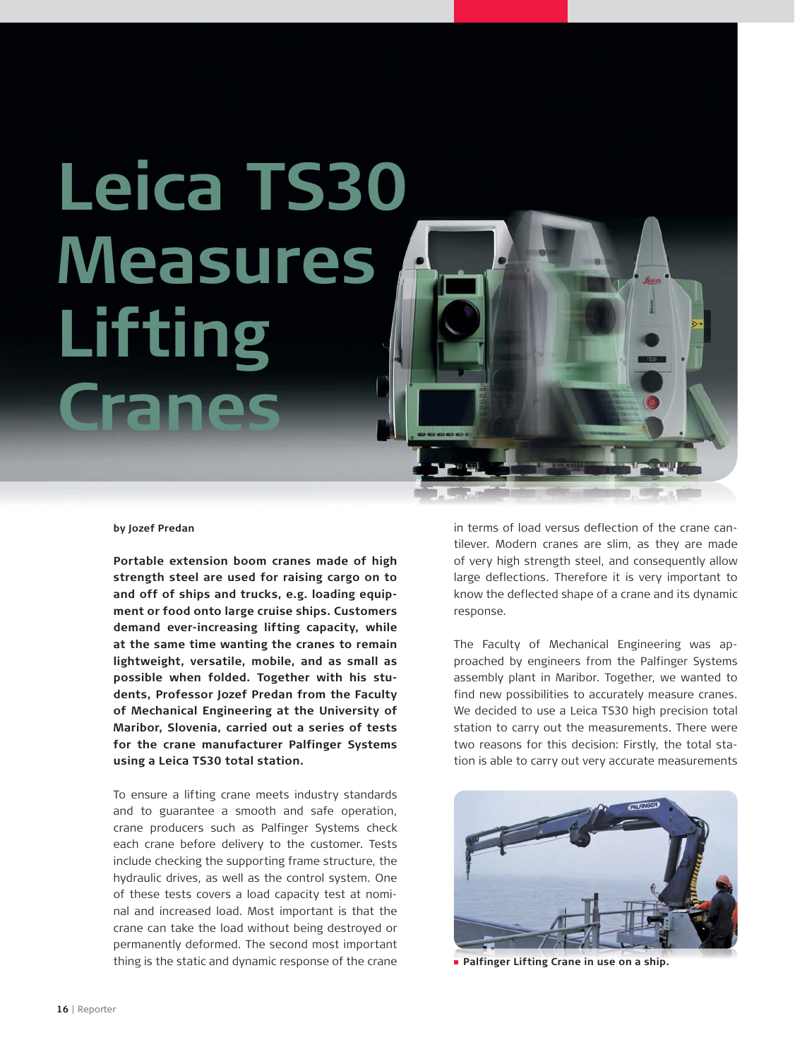# Leica TS30 Measures Lifting Cranes

by Jozef Predan

**Portable extension boom cranes made of high strength steel are used for raising cargo on to and off of ships and trucks, e.g. loading equipment or food onto large cruise ships. Customers demand ever-increasing lifting capacity, while at the same time wanting the cranes to remain lightweight, versatile, mobile, and as small as possible when folded. Together with his students, Professor Jozef Predan from the Faculty of Mechanical Engineering at the University of Maribor, Slovenia, carried out a series of tests for the crane manufacturer Palfinger Systems using a Leica TS30 total station.**

To ensure a lifting crane meets industry standards and to guarantee a smooth and safe operation, crane producers such as Palfinger Systems check each crane before delivery to the customer. Tests include checking the supporting frame structure, the hydraulic drives, as well as the control system. One of these tests covers a load capacity test at nominal and increased load. Most important is that the crane can take the load without being destroyed or permanently deformed. The second most important thing is the static and dynamic response of the crane in terms of load versus deflection of the crane cantilever. Modern cranes are slim, as they are made of very high strength steel, and consequently allow large deflections. Therefore it is very important to know the deflected shape of a crane and its dynamic response.

The Faculty of Mechanical Engineering was approached by engineers from the Palfinger Systems assembly plant in Maribor. Together, we wanted to find new possibilities to accurately measure cranes. We decided to use a Leica TS30 high precision total station to carry out the measurements. There were two reasons for this decision: Firstly, the total station is able to carry out very accurate measurements

Palfinger Lifting Crane in use on a ship.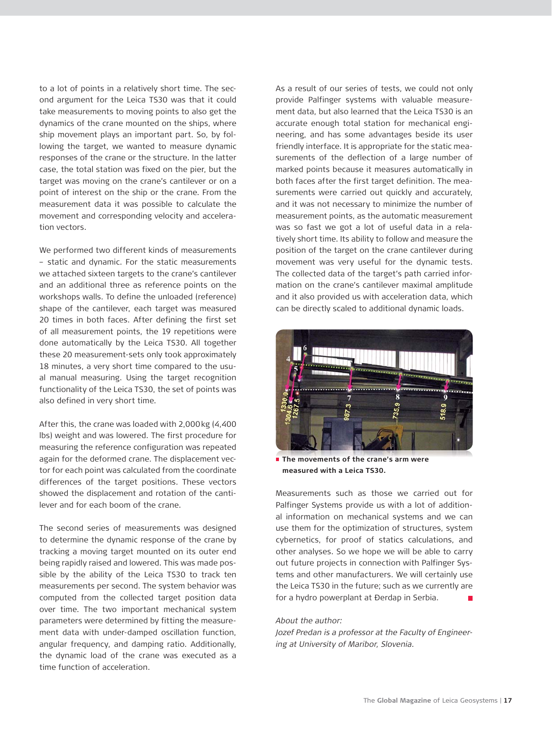to a lot of points in a relatively short time. The second argument for the Leica TS30 was that it could take measurements to moving points to also get the dynamics of the crane mounted on the ships, where ship movement plays an important part. So, by following the target, we wanted to measure dynamic responses of the crane or the structure. In the latter case, the total station was fixed on the pier, but the target was moving on the crane's cantilever or on a point of interest on the ship or the crane. From the measurement data it was possible to calculate the movement and corresponding velocity and acceleration vectors.

We performed two different kinds of measurements – static and dynamic. For the static measurements we attached sixteen targets to the crane's cantilever and an additional three as reference points on the workshops walls. To define the unloaded (reference) shape of the cantilever, each target was measured 20 times in both faces. After defining the first set of all measurement points, the 19 repetitions were done automatically by the Leica TS30. All together these 20 measurement-sets only took approximately 18 minutes, a very short time compared to the usual manual measuring. Using the target recognition functionality of the Leica TS30, the set of points was also defined in very short time.

After this, the crane was loaded with 2,000 kg (4,400 lbs) weight and was lowered. The first procedure for measuring the reference configuration was repeated again for the deformed crane. The displacement vector for each point was calculated from the coordinate differences of the target positions. These vectors showed the displacement and rotation of the cantilever and for each boom of the crane.

The second series of measurements was designed to determine the dynamic response of the crane by tracking a moving target mounted on its outer end being rapidly raised and lowered. This was made possible by the ability of the Leica TS30 to track ten measurements per second. The system behavior was computed from the collected target position data over time. The two important mechanical system parameters were determined by fitting the measurement data with under-damped oscillation function, angular frequency, and damping ratio. Additionally, the dynamic load of the crane was executed as a time function of acceleration.

As a result of our series of tests, we could not only provide Palfinger systems with valuable measurement data, but also learned that the Leica TS30 is an accurate enough total station for mechanical engineering, and has some advantages beside its user friendly interface. It is appropriate for the static measurements of the deflection of a large number of marked points because it measures automatically in both faces after the first target definition. The measurements were carried out quickly and accurately, and it was not necessary to minimize the number of measurement points, as the automatic measurement was so fast we got a lot of useful data in a relatively short time. Its ability to follow and measure the position of the target on the crane cantilever during movement was very useful for the dynamic tests. The collected data of the target's path carried information on the crane's cantilever maximal amplitude and it also provided us with acceleration data, which can be directly scaled to additional dynamic loads.

4
5
6
7
8
9
1330.0
1304.6
1267.5
987.3
735.9
518.9

**The movements of the crane's arm were measured with a Leica TS30.**

Measurements such as those we carried out for Palfinger Systems provide us with a lot of additional information on mechanical systems and we can use them for the optimization of structures, system cybernetics, for proof of statics calculations, and other analyses. So we hope we will be able to carry out future projects in connection with Palfinger Systems and other manufacturers. We will certainly use the Leica TS30 in the future; such as we currently are for a hydro powerplant at Đerdap in Serbia.

*About the author:*
*Jozef Predan is a professor at the Faculty of Engineering at University of Maribor, Slovenia.*